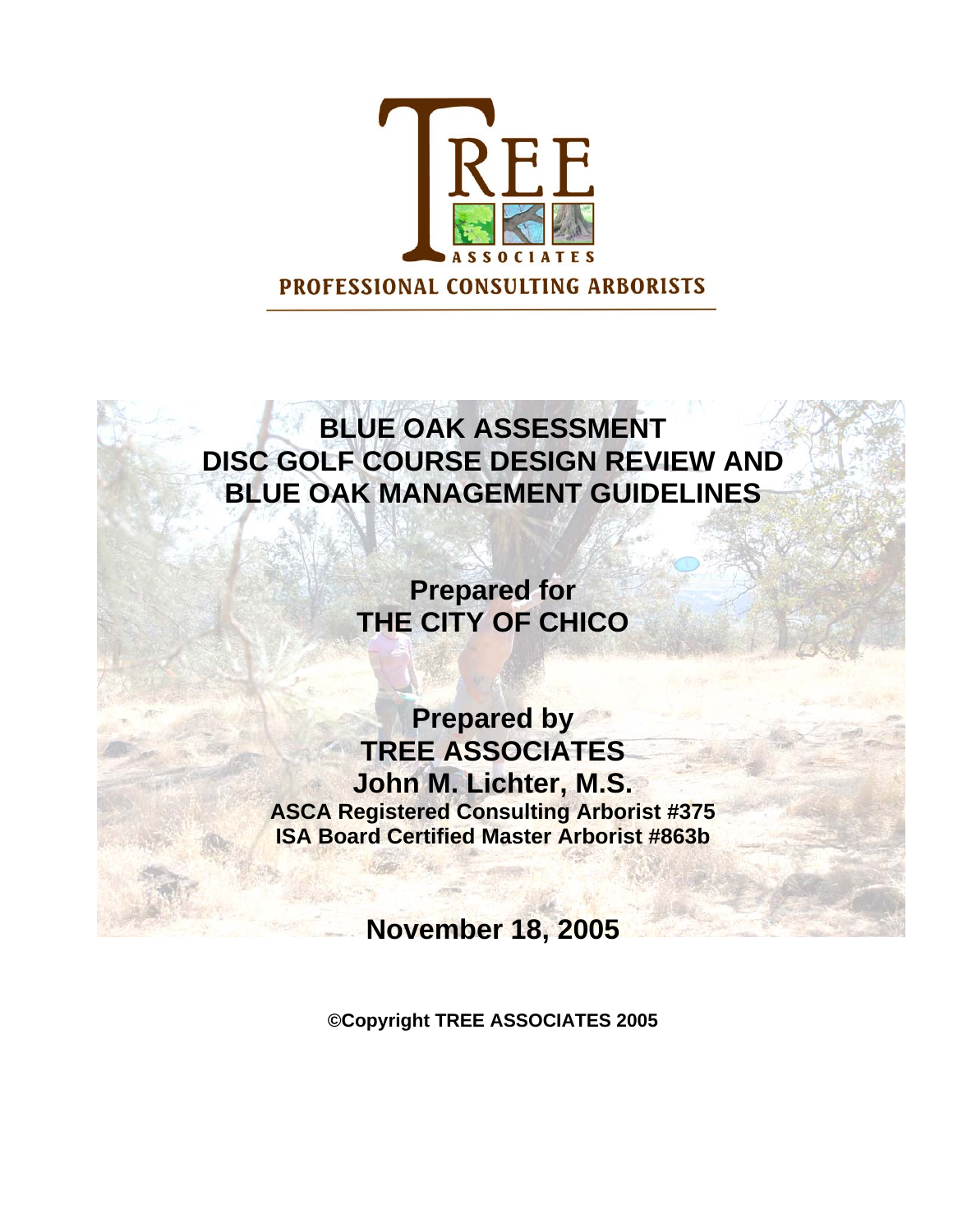TREE ASSOCIATES

PROFESSIONAL CONSULTING ARBORISTS

# BLUE OAK ASSESSMENT
# DISC GOLF COURSE DESIGN REVIEW AND BLUE OAK MANAGEMENT GUIDELINES

**Prepared for**
**THE CITY OF CHICO**

**Prepared by**
**TREE ASSOCIATES**
**John M. Lichter, M.S.**
**ASCA Registered Consulting Arborist #375**
**ISA Board Certified Master Arborist #863b**

**November 18, 2005**

**©Copyright TREE ASSOCIATES 2005**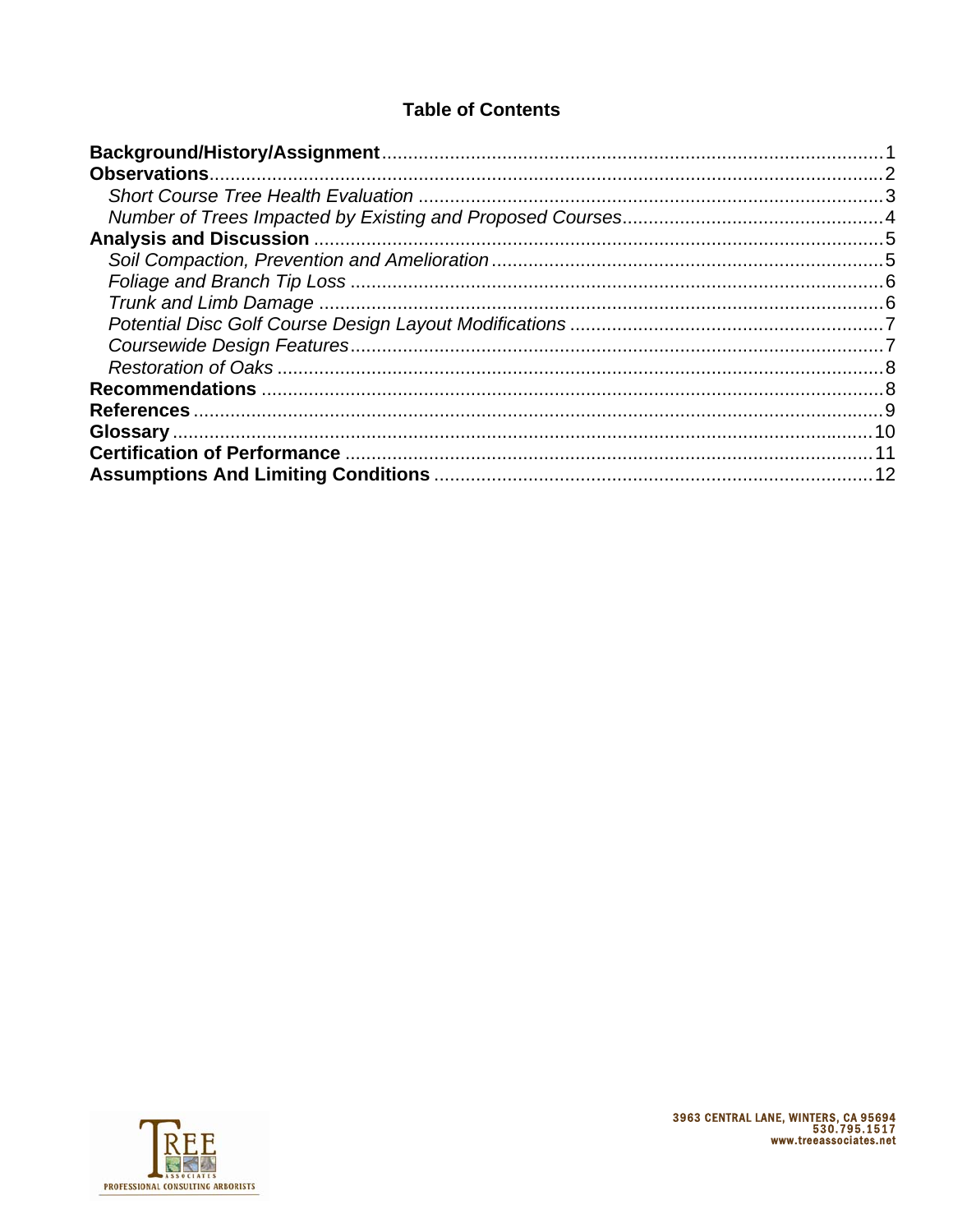## Table of Contents

**Background/History/Assignment** ........ 1
**Observations** ........ 2
  *Short Course Tree Health Evaluation* ........ 3
  *Number of Trees Impacted by Existing and Proposed Courses* ........ 4
**Analysis and Discussion** ........ 5
  *Soil Compaction, Prevention and Amelioration* ........ 5
  *Foliage and Branch Tip Loss* ........ 6
  *Trunk and Limb Damage* ........ 6
  *Potential Disc Golf Course Design Layout Modifications* ........ 7
  *Coursewide Design Features* ........ 7
  *Restoration of Oaks* ........ 8
**Recommendations** ........ 8
**References** ........ 9
**Glossary** ........ 10
**Certification of Performance** ........ 11
**Assumptions And Limiting Conditions** ........ 12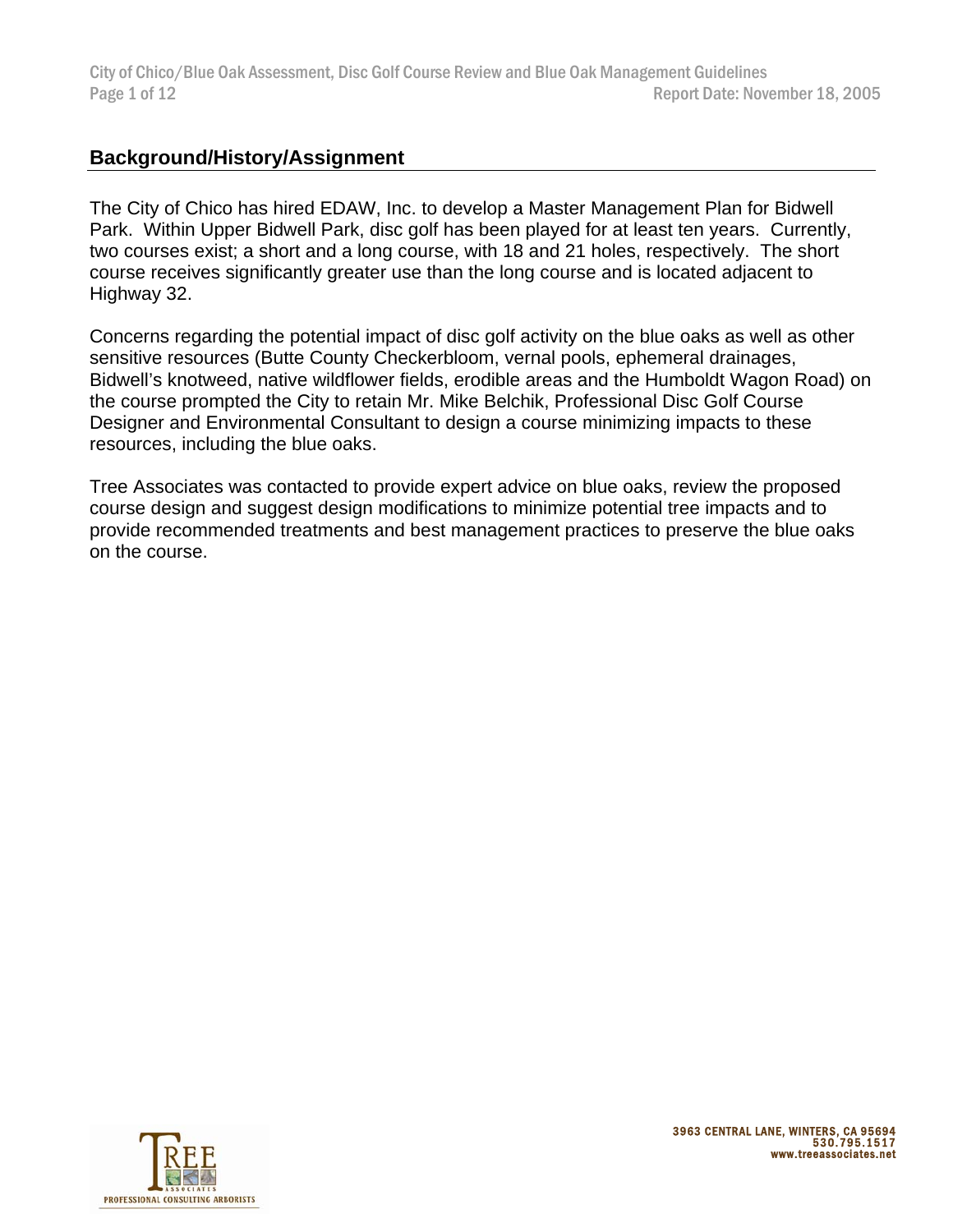## Background/History/Assignment

The City of Chico has hired EDAW, Inc. to develop a Master Management Plan for Bidwell Park. Within Upper Bidwell Park, disc golf has been played for at least ten years. Currently, two courses exist; a short and a long course, with 18 and 21 holes, respectively. The short course receives significantly greater use than the long course and is located adjacent to Highway 32.

Concerns regarding the potential impact of disc golf activity on the blue oaks as well as other sensitive resources (Butte County Checkerbloom, vernal pools, ephemeral drainages, Bidwell's knotweed, native wildflower fields, erodible areas and the Humboldt Wagon Road) on the course prompted the City to retain Mr. Mike Belchik, Professional Disc Golf Course Designer and Environmental Consultant to design a course minimizing impacts to these resources, including the blue oaks.

Tree Associates was contacted to provide expert advice on blue oaks, review the proposed course design and suggest design modifications to minimize potential tree impacts and to provide recommended treatments and best management practices to preserve the blue oaks on the course.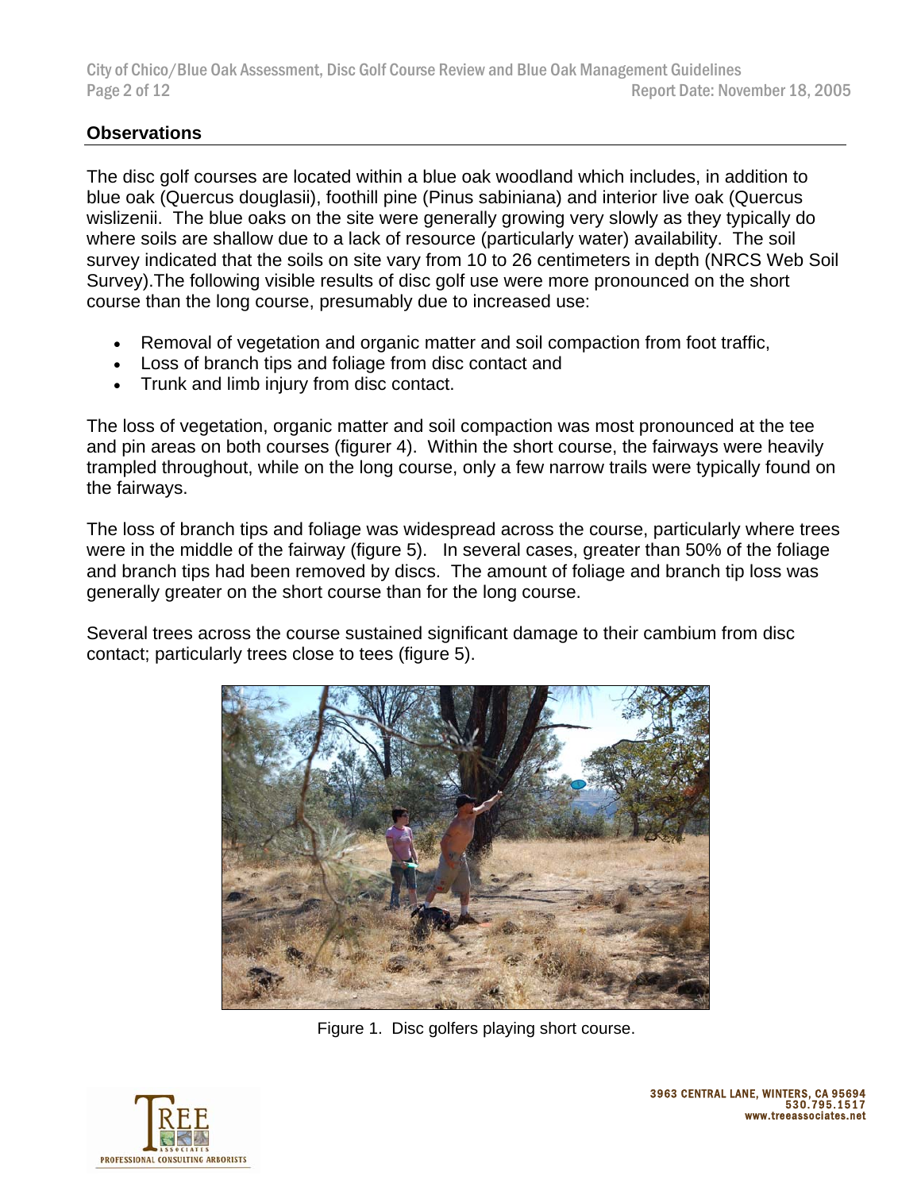## Observations

The disc golf courses are located within a blue oak woodland which includes, in addition to blue oak (Quercus douglasii), foothill pine (Pinus sabiniana) and interior live oak (Quercus wislizenii. The blue oaks on the site were generally growing very slowly as they typically do where soils are shallow due to a lack of resource (particularly water) availability. The soil survey indicated that the soils on site vary from 10 to 26 centimeters in depth (NRCS Web Soil Survey).The following visible results of disc golf use were more pronounced on the short course than the long course, presumably due to increased use:

- Removal of vegetation and organic matter and soil compaction from foot traffic,
- Loss of branch tips and foliage from disc contact and
- Trunk and limb injury from disc contact.

The loss of vegetation, organic matter and soil compaction was most pronounced at the tee and pin areas on both courses (figurer 4). Within the short course, the fairways were heavily trampled throughout, while on the long course, only a few narrow trails were typically found on the fairways.

The loss of branch tips and foliage was widespread across the course, particularly where trees were in the middle of the fairway (figure 5). In several cases, greater than 50% of the foliage and branch tips had been removed by discs. The amount of foliage and branch tip loss was generally greater on the short course than for the long course.

Several trees across the course sustained significant damage to their cambium from disc contact; particularly trees close to tees (figure 5).

Figure 1. Disc golfers playing short course.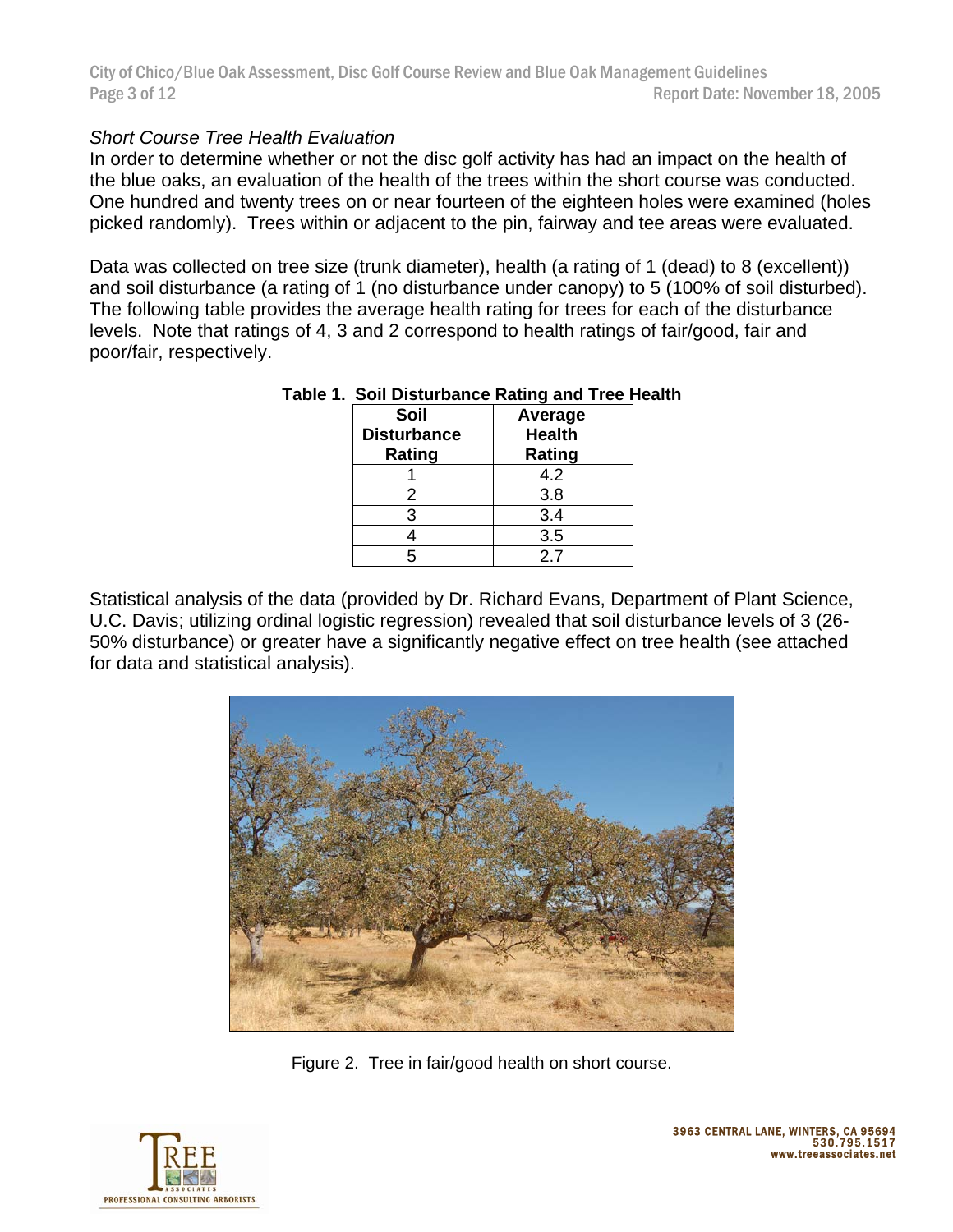*Short Course Tree Health Evaluation*

In order to determine whether or not the disc golf activity has had an impact on the health of the blue oaks, an evaluation of the health of the trees within the short course was conducted. One hundred and twenty trees on or near fourteen of the eighteen holes were examined (holes picked randomly). Trees within or adjacent to the pin, fairway and tee areas were evaluated.

Data was collected on tree size (trunk diameter), health (a rating of 1 (dead) to 8 (excellent)) and soil disturbance (a rating of 1 (no disturbance under canopy) to 5 (100% of soil disturbed). The following table provides the average health rating for trees for each of the disturbance levels. Note that ratings of 4, 3 and 2 correspond to health ratings of fair/good, fair and poor/fair, respectively.

**Table 1. Soil Disturbance Rating and Tree Health**

| Soil Disturbance Rating | Average Health Rating |
|---|---|
| 1 | 4.2 |
| 2 | 3.8 |
| 3 | 3.4 |
| 4 | 3.5 |
| 5 | 2.7 |

Statistical analysis of the data (provided by Dr. Richard Evans, Department of Plant Science, U.C. Davis; utilizing ordinal logistic regression) revealed that soil disturbance levels of 3 (26-50% disturbance) or greater have a significantly negative effect on tree health (see attached for data and statistical analysis).

Figure 2. Tree in fair/good health on short course.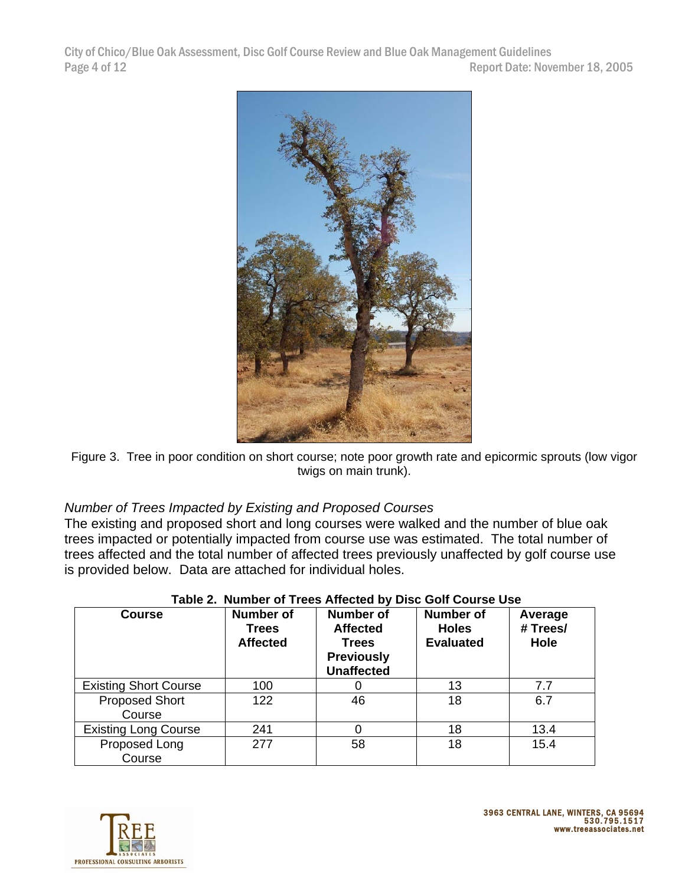Figure 3. Tree in poor condition on short course; note poor growth rate and epicormic sprouts (low vigor twigs on main trunk).

*Number of Trees Impacted by Existing and Proposed Courses*

The existing and proposed short and long courses were walked and the number of blue oak trees impacted or potentially impacted from course use was estimated. The total number of trees affected and the total number of affected trees previously unaffected by golf course use is provided below. Data are attached for individual holes.

**Table 2. Number of Trees Affected by Disc Golf Course Use**

| Course | Number of Trees Affected | Number of Affected Trees Previously Unaffected | Number of Holes Evaluated | Average # Trees/ Hole |
|---|---|---|---|---|
| Existing Short Course | 100 | 0 | 13 | 7.7 |
| Proposed Short Course | 122 | 46 | 18 | 6.7 |
| Existing Long Course | 241 | 0 | 18 | 13.4 |
| Proposed Long Course | 277 | 58 | 18 | 15.4 |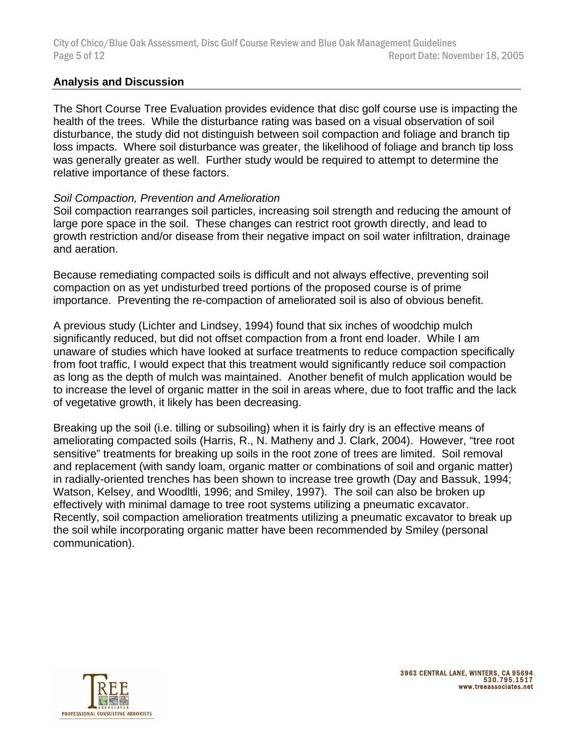## Analysis and Discussion

The Short Course Tree Evaluation provides evidence that disc golf course use is impacting the health of the trees. While the disturbance rating was based on a visual observation of soil disturbance, the study did not distinguish between soil compaction and foliage and branch tip loss impacts. Where soil disturbance was greater, the likelihood of foliage and branch tip loss was generally greater as well. Further study would be required to attempt to determine the relative importance of these factors.

*Soil Compaction, Prevention and Amelioration*

Soil compaction rearranges soil particles, increasing soil strength and reducing the amount of large pore space in the soil. These changes can restrict root growth directly, and lead to growth restriction and/or disease from their negative impact on soil water infiltration, drainage and aeration.

Because remediating compacted soils is difficult and not always effective, preventing soil compaction on as yet undisturbed treed portions of the proposed course is of prime importance. Preventing the re-compaction of ameliorated soil is also of obvious benefit.

A previous study (Lichter and Lindsey, 1994) found that six inches of woodchip mulch significantly reduced, but did not offset compaction from a front end loader. While I am unaware of studies which have looked at surface treatments to reduce compaction specifically from foot traffic, I would expect that this treatment would significantly reduce soil compaction as long as the depth of mulch was maintained. Another benefit of mulch application would be to increase the level of organic matter in the soil in areas where, due to foot traffic and the lack of vegetative growth, it likely has been decreasing.

Breaking up the soil (i.e. tilling or subsoiling) when it is fairly dry is an effective means of ameliorating compacted soils (Harris, R., N. Matheny and J. Clark, 2004). However, "tree root sensitive" treatments for breaking up soils in the root zone of trees are limited. Soil removal and replacement (with sandy loam, organic matter or combinations of soil and organic matter) in radially-oriented trenches has been shown to increase tree growth (Day and Bassuk, 1994; Watson, Kelsey, and Woodltli, 1996; and Smiley, 1997). The soil can also be broken up effectively with minimal damage to tree root systems utilizing a pneumatic excavator. Recently, soil compaction amelioration treatments utilizing a pneumatic excavator to break up the soil while incorporating organic matter have been recommended by Smiley (personal communication).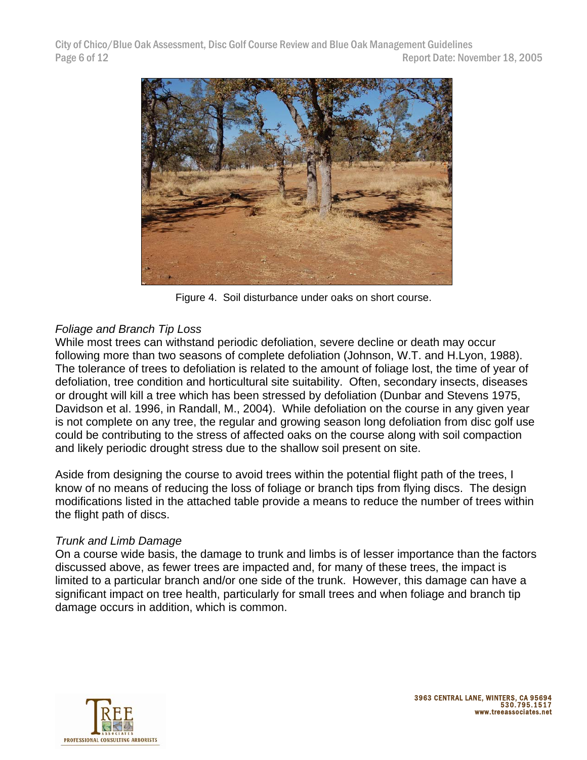Figure 4. Soil disturbance under oaks on short course.

*Foliage and Branch Tip Loss*

While most trees can withstand periodic defoliation, severe decline or death may occur following more than two seasons of complete defoliation (Johnson, W.T. and H.Lyon, 1988). The tolerance of trees to defoliation is related to the amount of foliage lost, the time of year of defoliation, tree condition and horticultural site suitability. Often, secondary insects, diseases or drought will kill a tree which has been stressed by defoliation (Dunbar and Stevens 1975, Davidson et al. 1996, in Randall, M., 2004). While defoliation on the course in any given year is not complete on any tree, the regular and growing season long defoliation from disc golf use could be contributing to the stress of affected oaks on the course along with soil compaction and likely periodic drought stress due to the shallow soil present on site.

Aside from designing the course to avoid trees within the potential flight path of the trees, I know of no means of reducing the loss of foliage or branch tips from flying discs. The design modifications listed in the attached table provide a means to reduce the number of trees within the flight path of discs.

*Trunk and Limb Damage*

On a course wide basis, the damage to trunk and limbs is of lesser importance than the factors discussed above, as fewer trees are impacted and, for many of these trees, the impact is limited to a particular branch and/or one side of the trunk. However, this damage can have a significant impact on tree health, particularly for small trees and when foliage and branch tip damage occurs in addition, which is common.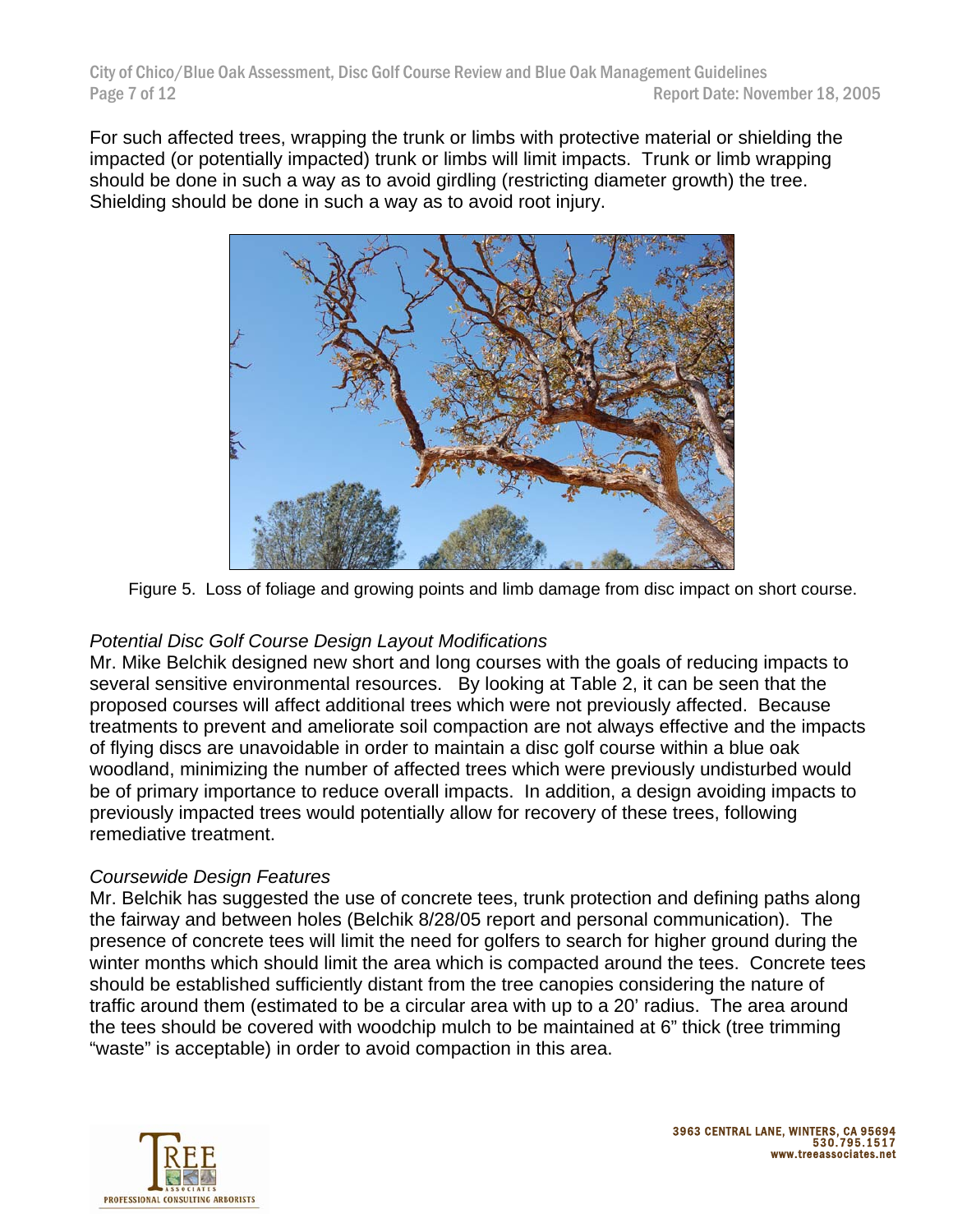For such affected trees, wrapping the trunk or limbs with protective material or shielding the impacted (or potentially impacted) trunk or limbs will limit impacts. Trunk or limb wrapping should be done in such a way as to avoid girdling (restricting diameter growth) the tree. Shielding should be done in such a way as to avoid root injury.

Figure 5. Loss of foliage and growing points and limb damage from disc impact on short course.

### *Potential Disc Golf Course Design Layout Modifications*

Mr. Mike Belchik designed new short and long courses with the goals of reducing impacts to several sensitive environmental resources. By looking at Table 2, it can be seen that the proposed courses will affect additional trees which were not previously affected. Because treatments to prevent and ameliorate soil compaction are not always effective and the impacts of flying discs are unavoidable in order to maintain a disc golf course within a blue oak woodland, minimizing the number of affected trees which were previously undisturbed would be of primary importance to reduce overall impacts. In addition, a design avoiding impacts to previously impacted trees would potentially allow for recovery of these trees, following remediative treatment.

### *Coursewide Design Features*

Mr. Belchik has suggested the use of concrete tees, trunk protection and defining paths along the fairway and between holes (Belchik 8/28/05 report and personal communication). The presence of concrete tees will limit the need for golfers to search for higher ground during the winter months which should limit the area which is compacted around the tees. Concrete tees should be established sufficiently distant from the tree canopies considering the nature of traffic around them (estimated to be a circular area with up to a 20' radius. The area around the tees should be covered with woodchip mulch to be maintained at 6" thick (tree trimming "waste" is acceptable) in order to avoid compaction in this area.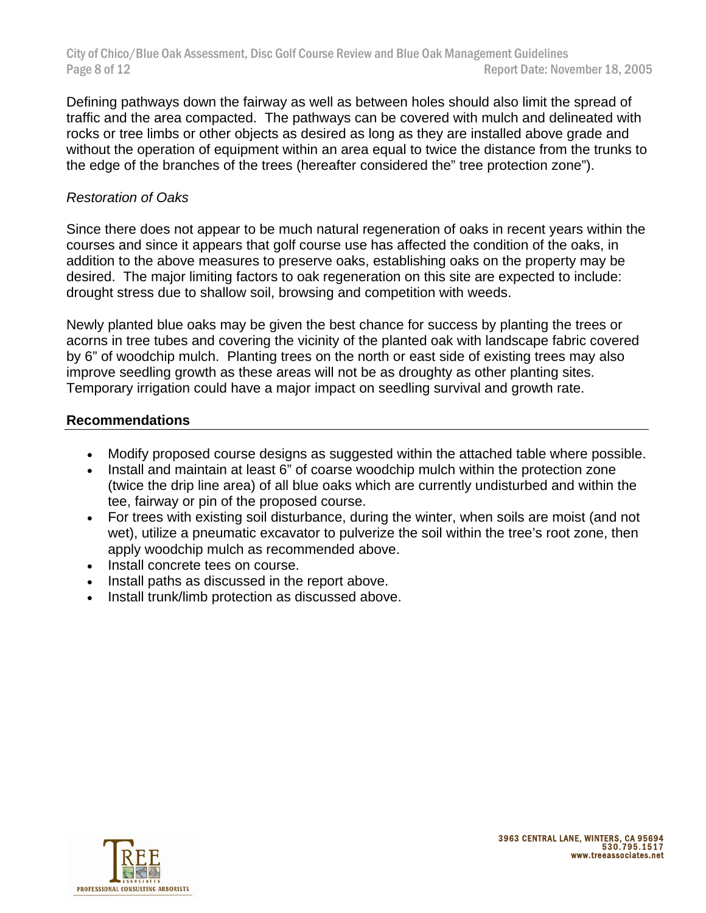Defining pathways down the fairway as well as between holes should also limit the spread of traffic and the area compacted. The pathways can be covered with mulch and delineated with rocks or tree limbs or other objects as desired as long as they are installed above grade and without the operation of equipment within an area equal to twice the distance from the trunks to the edge of the branches of the trees (hereafter considered the" tree protection zone").

*Restoration of Oaks*

Since there does not appear to be much natural regeneration of oaks in recent years within the courses and since it appears that golf course use has affected the condition of the oaks, in addition to the above measures to preserve oaks, establishing oaks on the property may be desired. The major limiting factors to oak regeneration on this site are expected to include: drought stress due to shallow soil, browsing and competition with weeds.

Newly planted blue oaks may be given the best chance for success by planting the trees or acorns in tree tubes and covering the vicinity of the planted oak with landscape fabric covered by 6" of woodchip mulch. Planting trees on the north or east side of existing trees may also improve seedling growth as these areas will not be as droughty as other planting sites. Temporary irrigation could have a major impact on seedling survival and growth rate.

**Recommendations**

- Modify proposed course designs as suggested within the attached table where possible.
- Install and maintain at least 6" of coarse woodchip mulch within the protection zone (twice the drip line area) of all blue oaks which are currently undisturbed and within the tee, fairway or pin of the proposed course.
- For trees with existing soil disturbance, during the winter, when soils are moist (and not wet), utilize a pneumatic excavator to pulverize the soil within the tree's root zone, then apply woodchip mulch as recommended above.
- Install concrete tees on course.
- Install paths as discussed in the report above.
- Install trunk/limb protection as discussed above.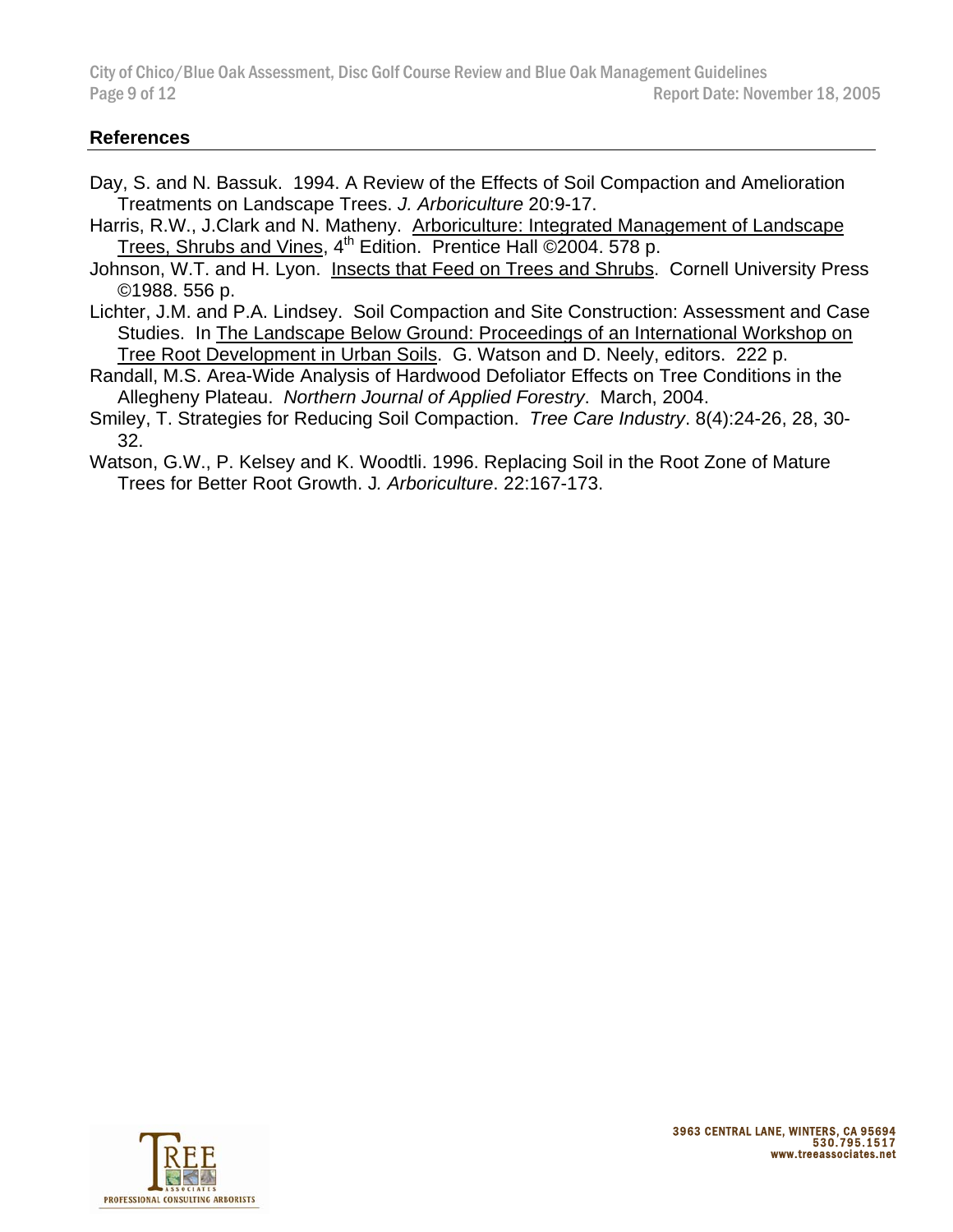## References

Day, S. and N. Bassuk. 1994. A Review of the Effects of Soil Compaction and Amelioration Treatments on Landscape Trees. *J. Arboriculture* 20:9-17.

Harris, R.W., J.Clark and N. Matheny. Arboriculture: Integrated Management of Landscape Trees, Shrubs and Vines, 4th Edition. Prentice Hall ©2004. 578 p.

Johnson, W.T. and H. Lyon. Insects that Feed on Trees and Shrubs. Cornell University Press ©1988. 556 p.

Lichter, J.M. and P.A. Lindsey. Soil Compaction and Site Construction: Assessment and Case Studies. In The Landscape Below Ground: Proceedings of an International Workshop on Tree Root Development in Urban Soils. G. Watson and D. Neely, editors. 222 p.

Randall, M.S. Area-Wide Analysis of Hardwood Defoliator Effects on Tree Conditions in the Allegheny Plateau. *Northern Journal of Applied Forestry*. March, 2004.

Smiley, T. Strategies for Reducing Soil Compaction. *Tree Care Industry*. 8(4):24-26, 28, 30-32.

Watson, G.W., P. Kelsey and K. Woodtli. 1996. Replacing Soil in the Root Zone of Mature Trees for Better Root Growth. J*. Arboriculture*. 22:167-173.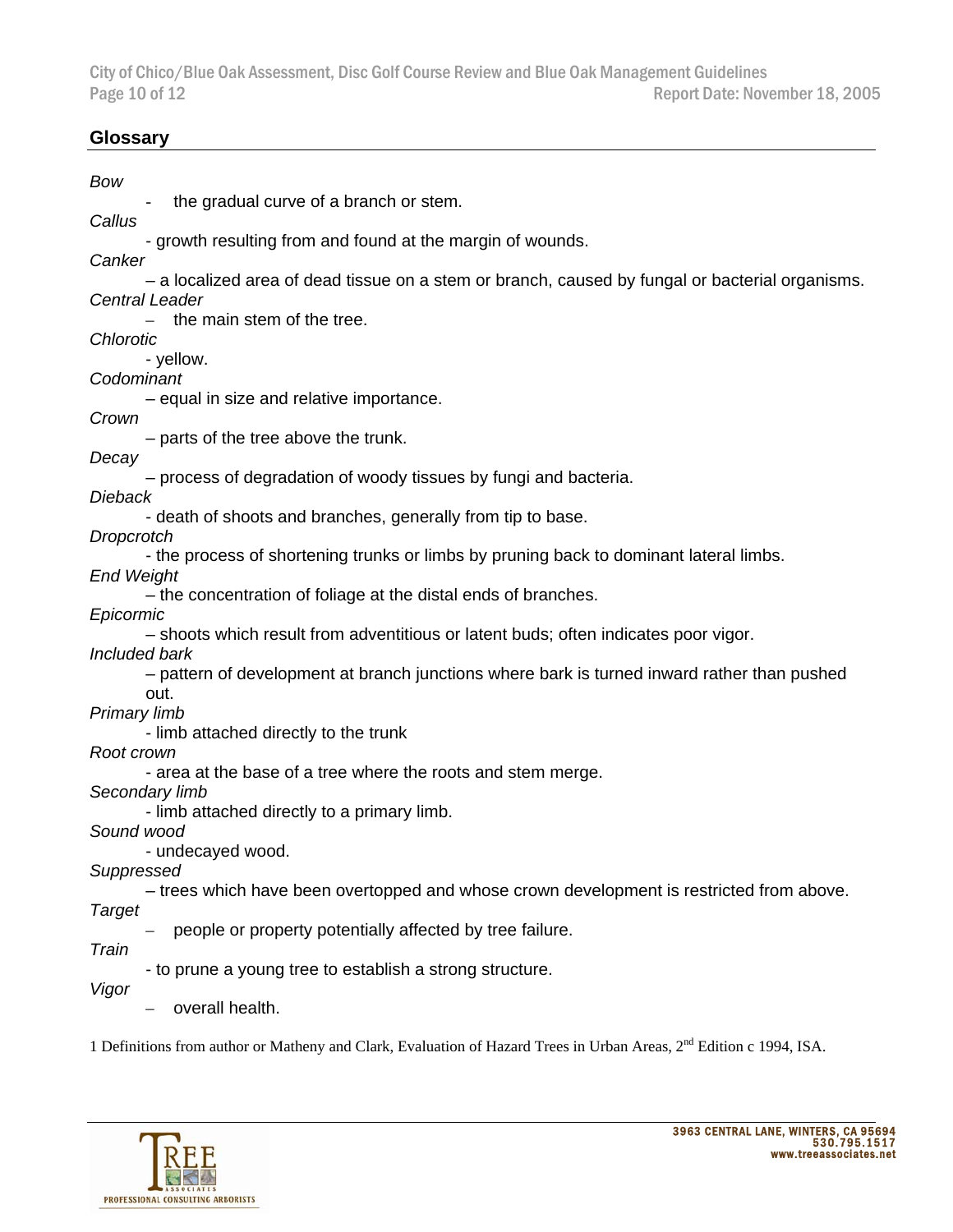## Glossary

*Bow*

- the gradual curve of a branch or stem.

*Callus*

- growth resulting from and found at the margin of wounds.

*Canker*

– a localized area of dead tissue on a stem or branch, caused by fungal or bacterial organisms.

*Central Leader*

– the main stem of the tree.

*Chlorotic*

- yellow.

*Codominant*

– equal in size and relative importance.

*Crown*

– parts of the tree above the trunk.

*Decay*

– process of degradation of woody tissues by fungi and bacteria.

*Dieback*

- death of shoots and branches, generally from tip to base.

*Dropcrotch*

- the process of shortening trunks or limbs by pruning back to dominant lateral limbs.

*End Weight*

– the concentration of foliage at the distal ends of branches.

*Epicormic*

– shoots which result from adventitious or latent buds; often indicates poor vigor.

*Included bark*

– pattern of development at branch junctions where bark is turned inward rather than pushed out.

*Primary limb*

- limb attached directly to the trunk

*Root crown*

- area at the base of a tree where the roots and stem merge.

*Secondary limb*

- limb attached directly to a primary limb.

*Sound wood*

- undecayed wood.

*Suppressed*

– trees which have been overtopped and whose crown development is restricted from above.

*Target*

– people or property potentially affected by tree failure.

*Train*

- to prune a young tree to establish a strong structure.

*Vigor*

– overall health.

1 Definitions from author or Matheny and Clark, Evaluation of Hazard Trees in Urban Areas, 2nd Edition c 1994, ISA.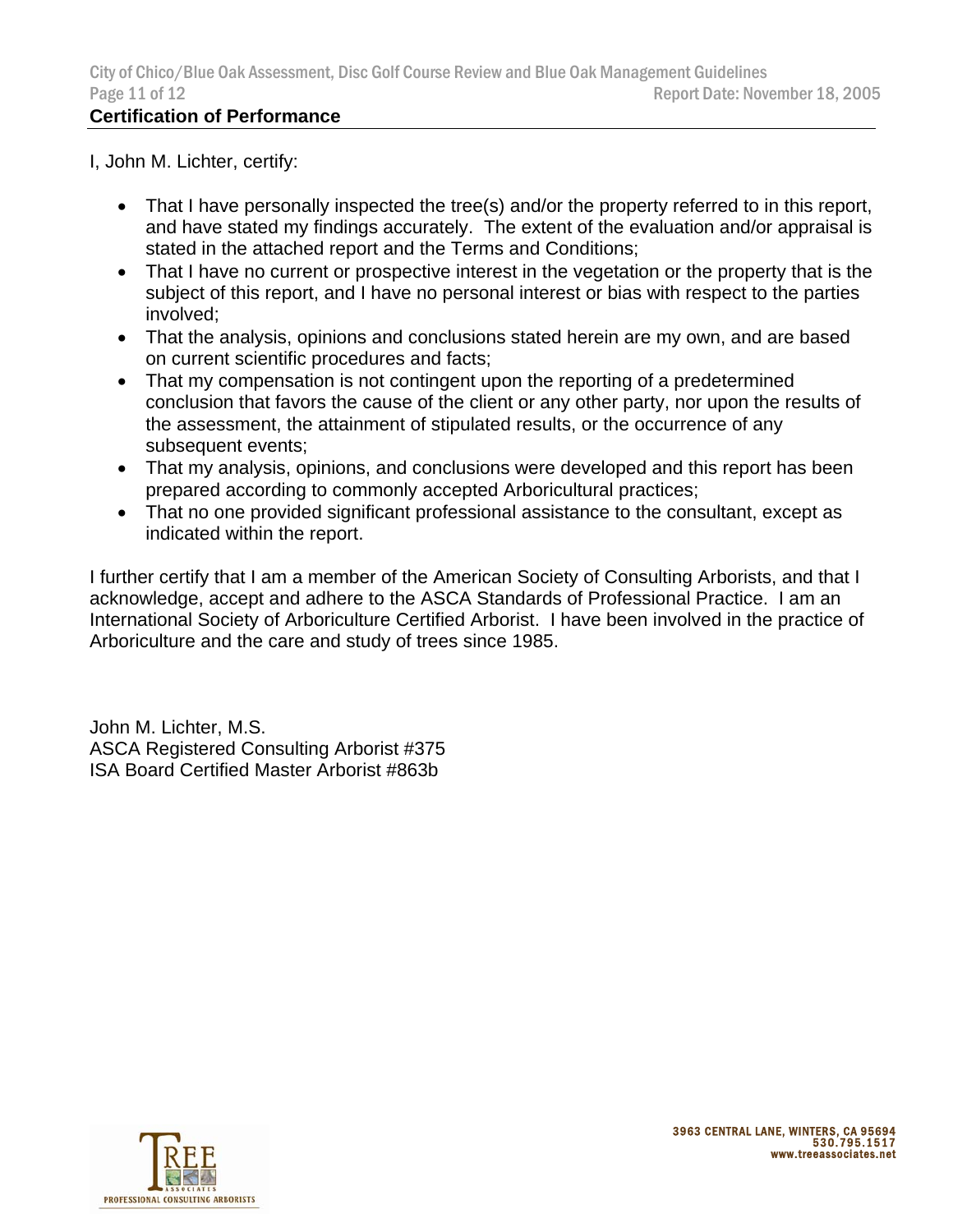## Certification of Performance

I, John M. Lichter, certify:

- That I have personally inspected the tree(s) and/or the property referred to in this report, and have stated my findings accurately. The extent of the evaluation and/or appraisal is stated in the attached report and the Terms and Conditions;
- That I have no current or prospective interest in the vegetation or the property that is the subject of this report, and I have no personal interest or bias with respect to the parties involved;
- That the analysis, opinions and conclusions stated herein are my own, and are based on current scientific procedures and facts;
- That my compensation is not contingent upon the reporting of a predetermined conclusion that favors the cause of the client or any other party, nor upon the results of the assessment, the attainment of stipulated results, or the occurrence of any subsequent events;
- That my analysis, opinions, and conclusions were developed and this report has been prepared according to commonly accepted Arboricultural practices;
- That no one provided significant professional assistance to the consultant, except as indicated within the report.

I further certify that I am a member of the American Society of Consulting Arborists, and that I acknowledge, accept and adhere to the ASCA Standards of Professional Practice. I am an International Society of Arboriculture Certified Arborist. I have been involved in the practice of Arboriculture and the care and study of trees since 1985.

John M. Lichter, M.S.
ASCA Registered Consulting Arborist #375
ISA Board Certified Master Arborist #863b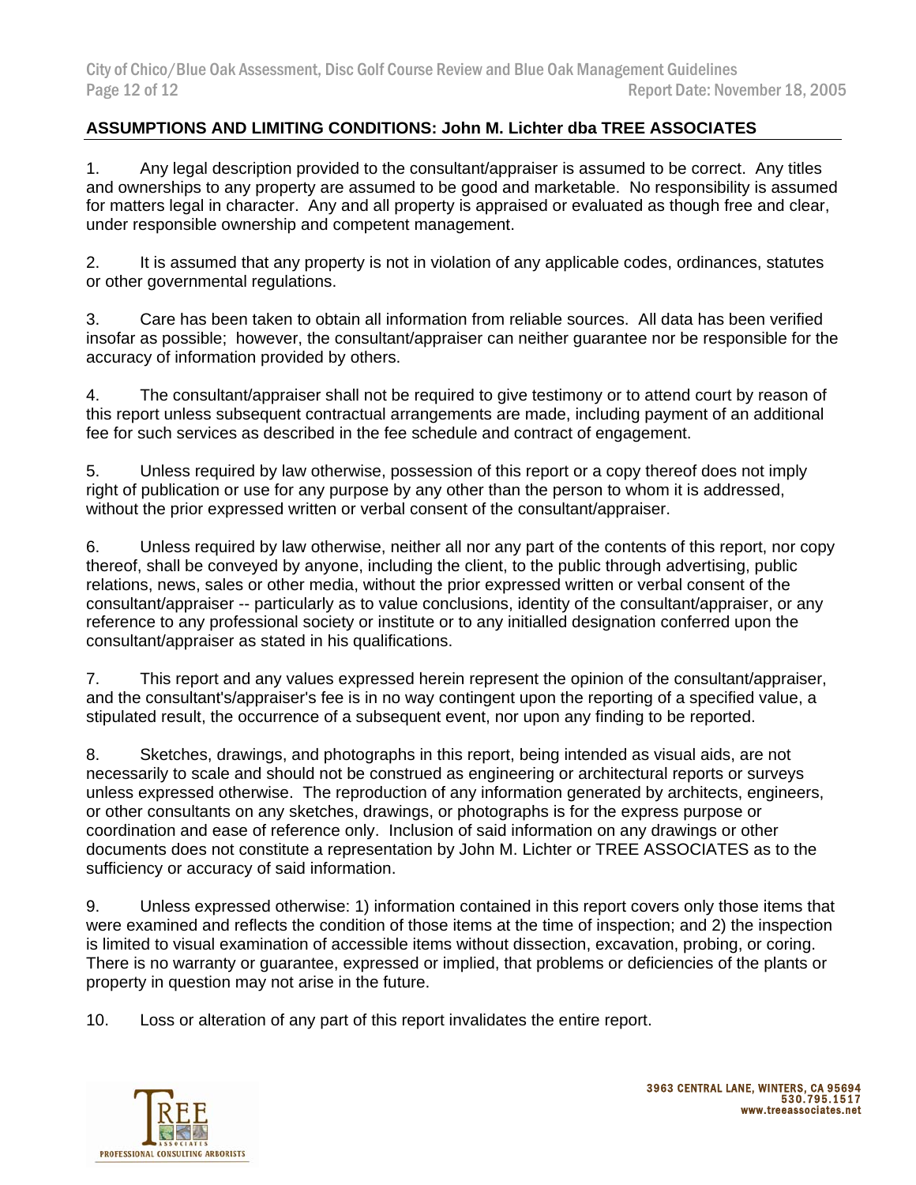## ASSUMPTIONS AND LIMITING CONDITIONS: John M. Lichter dba TREE ASSOCIATES

1. Any legal description provided to the consultant/appraiser is assumed to be correct. Any titles and ownerships to any property are assumed to be good and marketable. No responsibility is assumed for matters legal in character. Any and all property is appraised or evaluated as though free and clear, under responsible ownership and competent management.

2. It is assumed that any property is not in violation of any applicable codes, ordinances, statutes or other governmental regulations.

3. Care has been taken to obtain all information from reliable sources. All data has been verified insofar as possible; however, the consultant/appraiser can neither guarantee nor be responsible for the accuracy of information provided by others.

4. The consultant/appraiser shall not be required to give testimony or to attend court by reason of this report unless subsequent contractual arrangements are made, including payment of an additional fee for such services as described in the fee schedule and contract of engagement.

5. Unless required by law otherwise, possession of this report or a copy thereof does not imply right of publication or use for any purpose by any other than the person to whom it is addressed, without the prior expressed written or verbal consent of the consultant/appraiser.

6. Unless required by law otherwise, neither all nor any part of the contents of this report, nor copy thereof, shall be conveyed by anyone, including the client, to the public through advertising, public relations, news, sales or other media, without the prior expressed written or verbal consent of the consultant/appraiser -- particularly as to value conclusions, identity of the consultant/appraiser, or any reference to any professional society or institute or to any initialled designation conferred upon the consultant/appraiser as stated in his qualifications.

7. This report and any values expressed herein represent the opinion of the consultant/appraiser, and the consultant's/appraiser's fee is in no way contingent upon the reporting of a specified value, a stipulated result, the occurrence of a subsequent event, nor upon any finding to be reported.

8. Sketches, drawings, and photographs in this report, being intended as visual aids, are not necessarily to scale and should not be construed as engineering or architectural reports or surveys unless expressed otherwise. The reproduction of any information generated by architects, engineers, or other consultants on any sketches, drawings, or photographs is for the express purpose or coordination and ease of reference only. Inclusion of said information on any drawings or other documents does not constitute a representation by John M. Lichter or TREE ASSOCIATES as to the sufficiency or accuracy of said information.

9. Unless expressed otherwise: 1) information contained in this report covers only those items that were examined and reflects the condition of those items at the time of inspection; and 2) the inspection is limited to visual examination of accessible items without dissection, excavation, probing, or coring. There is no warranty or guarantee, expressed or implied, that problems or deficiencies of the plants or property in question may not arise in the future.

10. Loss or alteration of any part of this report invalidates the entire report.